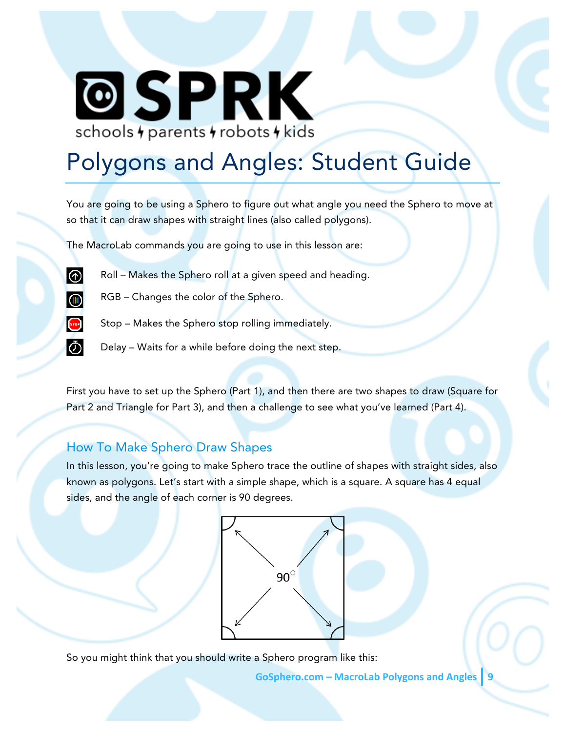# SPRK

schools ϟ parents ϟ robots ϟ kids

# Polygons and Angles: Student Guide

You are going to be using a Sphero to figure out what angle you need the Sphero to move at so that it can draw shapes with straight lines (also called polygons).

The MacroLab commands you are going to use in this lesson are:

- Roll – Makes the Sphero roll at a given speed and heading.
- RGB – Changes the color of the Sphero.
- Stop – Makes the Sphero stop rolling immediately.
- Delay – Waits for a while before doing the next step.

First you have to set up the Sphero (Part 1), and then there are two shapes to draw (Square for Part 2 and Triangle for Part 3), and then a challenge to see what you've learned (Part 4).

## How To Make Sphero Draw Shapes

In this lesson, you're going to make Sphero trace the outline of shapes with straight sides, also known as polygons. Let's start with a simple shape, which is a square. A square has 4 equal sides, and the angle of each corner is 90 degrees.

90°

So you might think that you should write a Sphero program like this: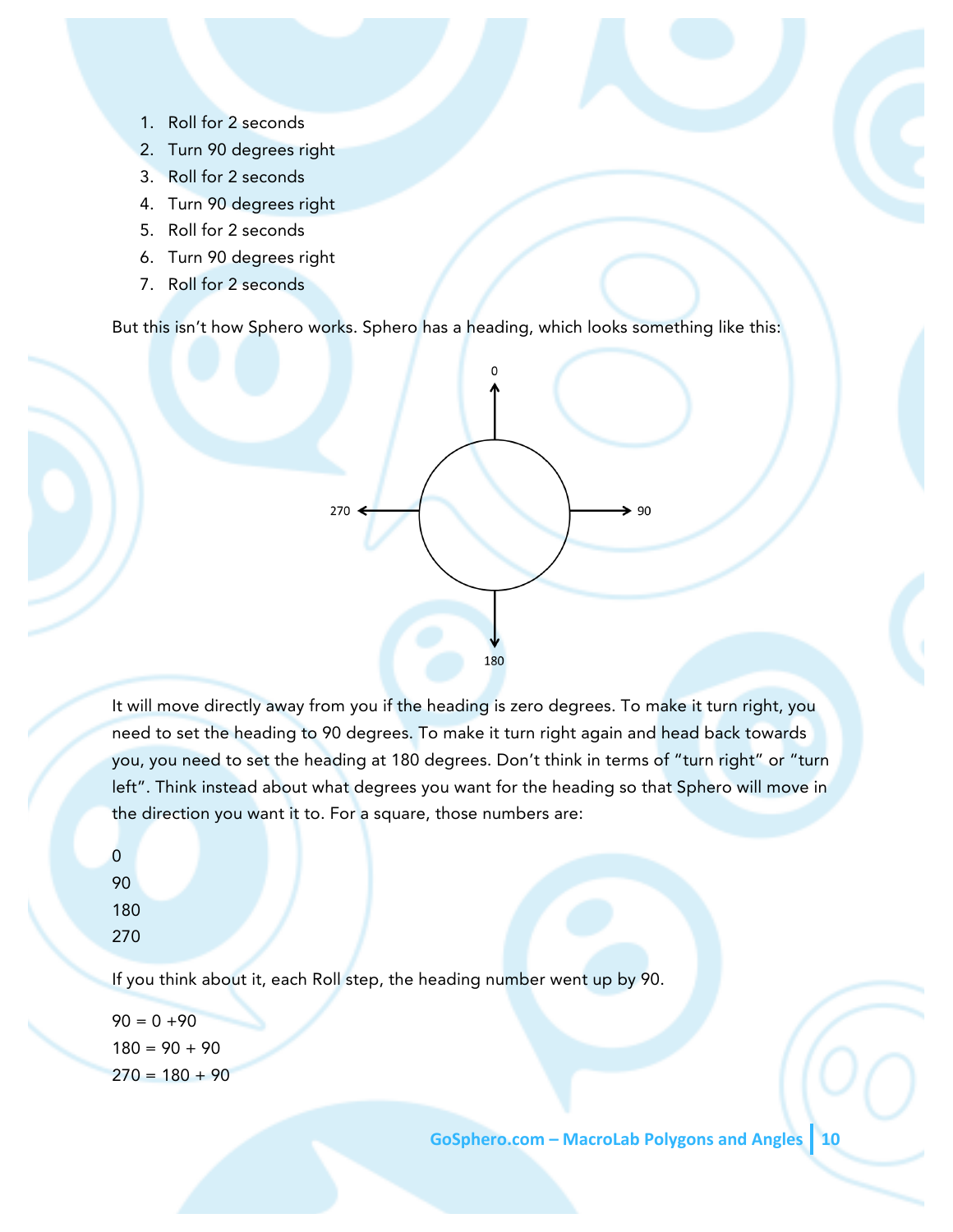1. Roll for 2 seconds
2. Turn 90 degrees right
3. Roll for 2 seconds
4. Turn 90 degrees right
5. Roll for 2 seconds
6. Turn 90 degrees right
7. Roll for 2 seconds

But this isn't how Sphero works. Sphero has a heading, which looks something like this:

0

270 90

180

It will move directly away from you if the heading is zero degrees. To make it turn right, you need to set the heading to 90 degrees. To make it turn right again and head back towards you, you need to set the heading at 180 degrees. Don't think in terms of "turn right" or "turn left". Think instead about what degrees you want for the heading so that Sphero will move in the direction you want it to. For a square, those numbers are:

0
90
180
270

If you think about it, each Roll step, the heading number went up by 90.

90 = 0 +90
180 = 90 + 90
270 = 180 + 90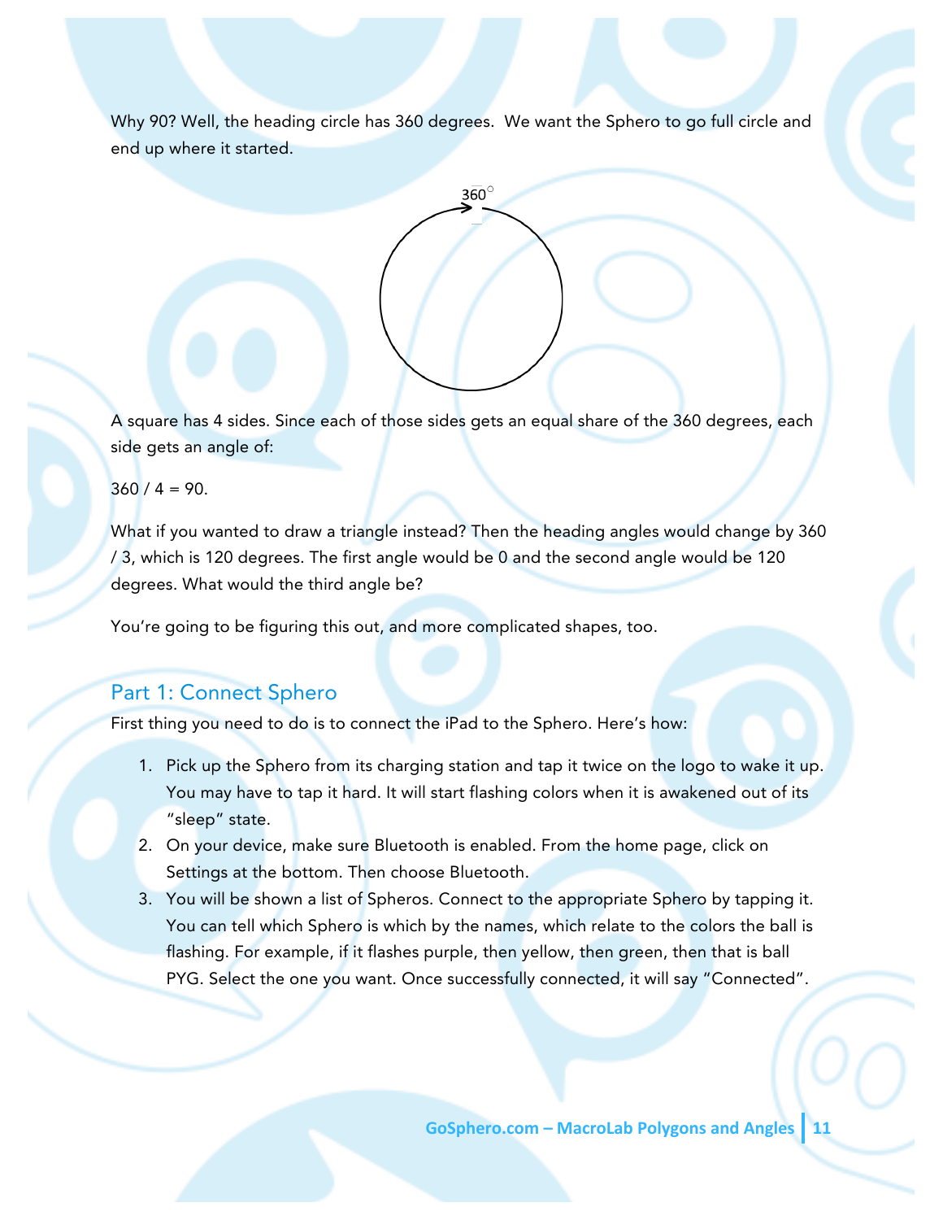Why 90? Well, the heading circle has 360 degrees. We want the Sphero to go full circle and end up where it started.

A square has 4 sides. Since each of those sides gets an equal share of the 360 degrees, each side gets an angle of:

360 / 4 = 90.

What if you wanted to draw a triangle instead? Then the heading angles would change by 360 / 3, which is 120 degrees. The first angle would be 0 and the second angle would be 120 degrees. What would the third angle be?

You're going to be figuring this out, and more complicated shapes, too.

## Part 1: Connect Sphero

First thing you need to do is to connect the iPad to the Sphero. Here's how:

1. Pick up the Sphero from its charging station and tap it twice on the logo to wake it up. You may have to tap it hard. It will start flashing colors when it is awakened out of its "sleep" state.
2. On your device, make sure Bluetooth is enabled. From the home page, click on Settings at the bottom. Then choose Bluetooth.
3. You will be shown a list of Spheros. Connect to the appropriate Sphero by tapping it. You can tell which Sphero is which by the names, which relate to the colors the ball is flashing. For example, if it flashes purple, then yellow, then green, then that is ball PYG. Select the one you want. Once successfully connected, it will say "Connected".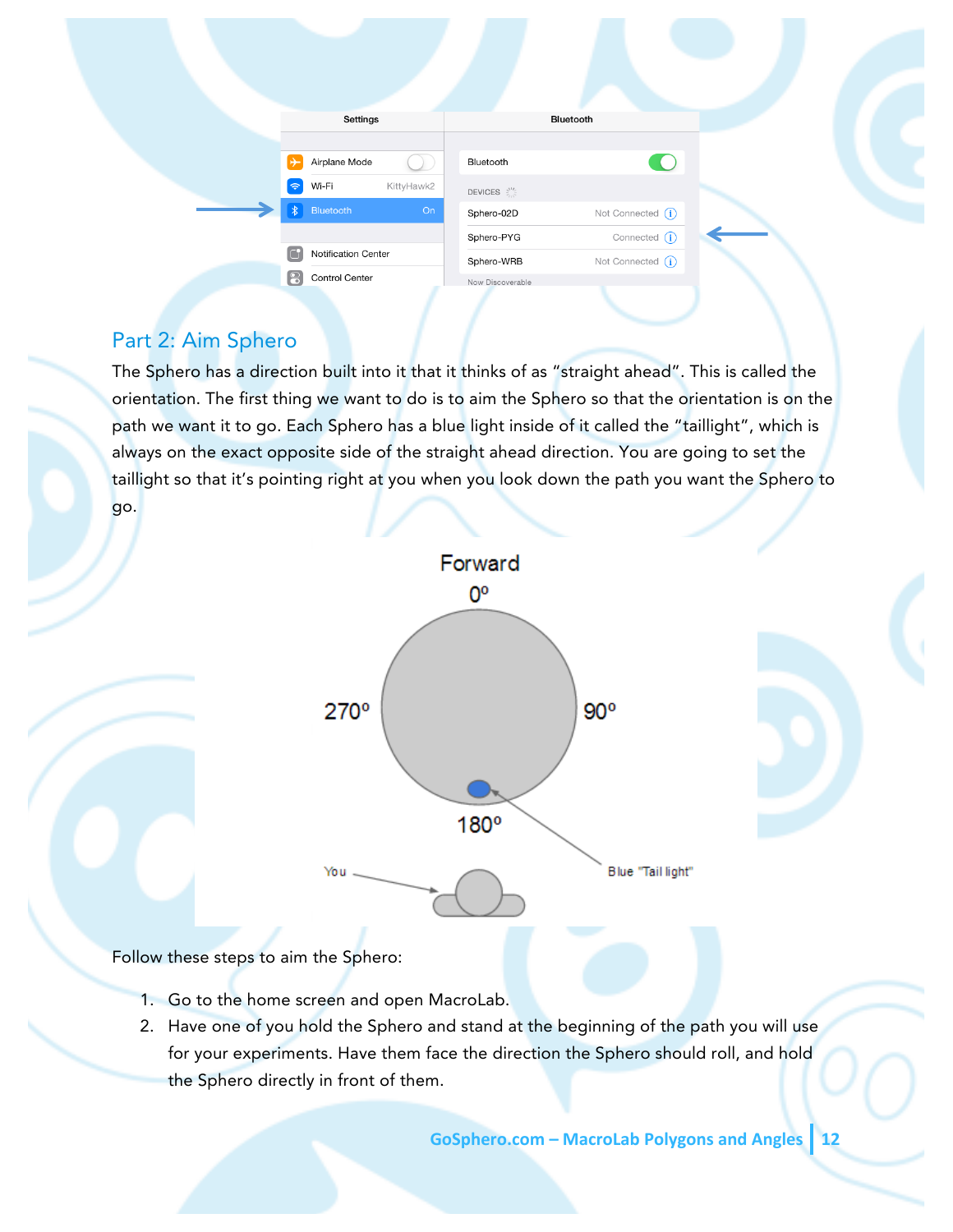## Part 2: Aim Sphero

The Sphero has a direction built into it that it thinks of as "straight ahead". This is called the orientation. The first thing we want to do is to aim the Sphero so that the orientation is on the path we want it to go. Each Sphero has a blue light inside of it called the "taillight", which is always on the exact opposite side of the straight ahead direction. You are going to set the taillight so that it's pointing right at you when you look down the path you want the Sphero to go.

Follow these steps to aim the Sphero:

1. Go to the home screen and open MacroLab.
2. Have one of you hold the Sphero and stand at the beginning of the path you will use for your experiments. Have them face the direction the Sphero should roll, and hold the Sphero directly in front of them.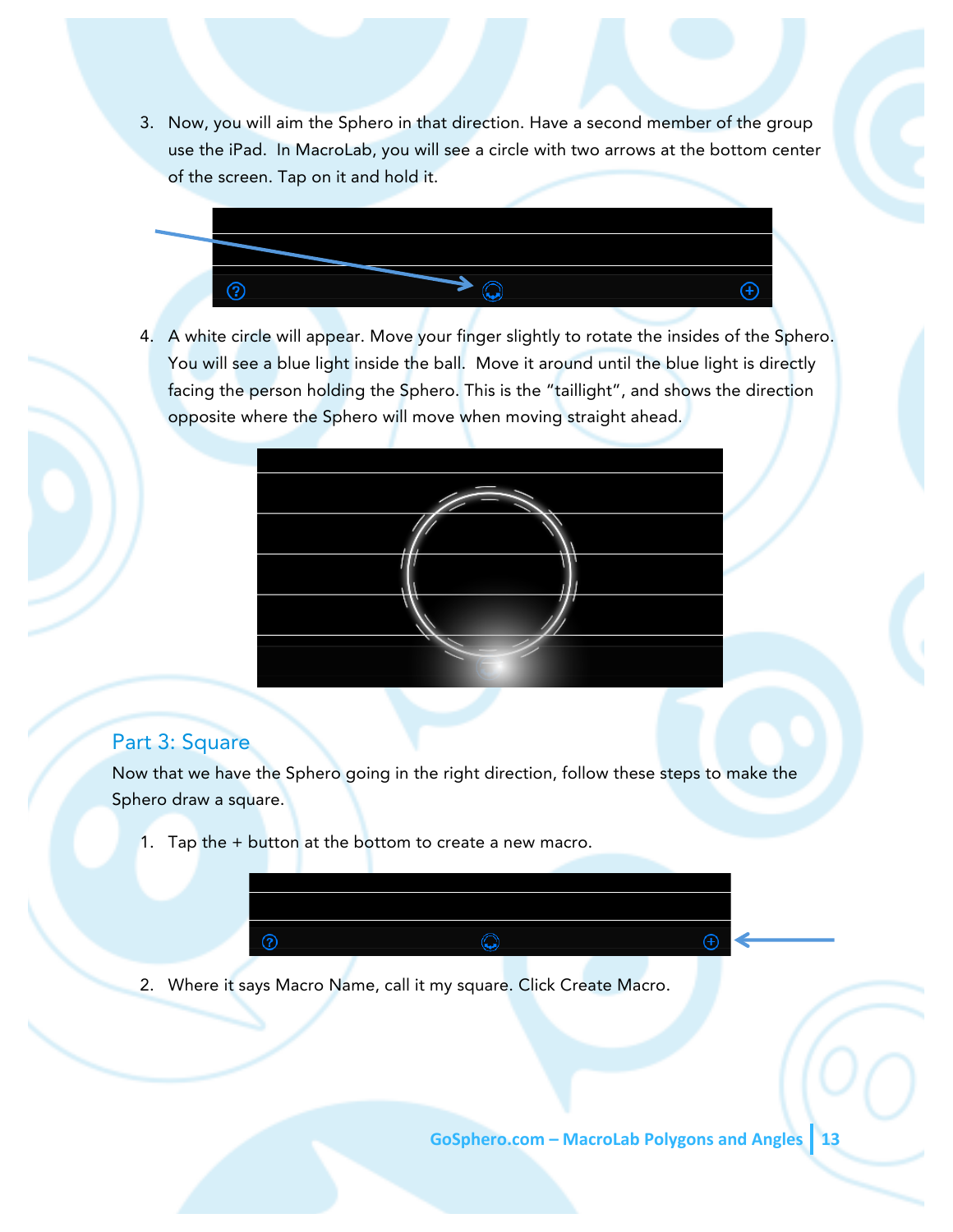3. Now, you will aim the Sphero in that direction. Have a second member of the group use the iPad. In MacroLab, you will see a circle with two arrows at the bottom center of the screen. Tap on it and hold it.

4. A white circle will appear. Move your finger slightly to rotate the insides of the Sphero. You will see a blue light inside the ball. Move it around until the blue light is directly facing the person holding the Sphero. This is the "taillight", and shows the direction opposite where the Sphero will move when moving straight ahead.

## Part 3: Square

Now that we have the Sphero going in the right direction, follow these steps to make the Sphero draw a square.

1. Tap the + button at the bottom to create a new macro.

2. Where it says Macro Name, call it my square. Click Create Macro.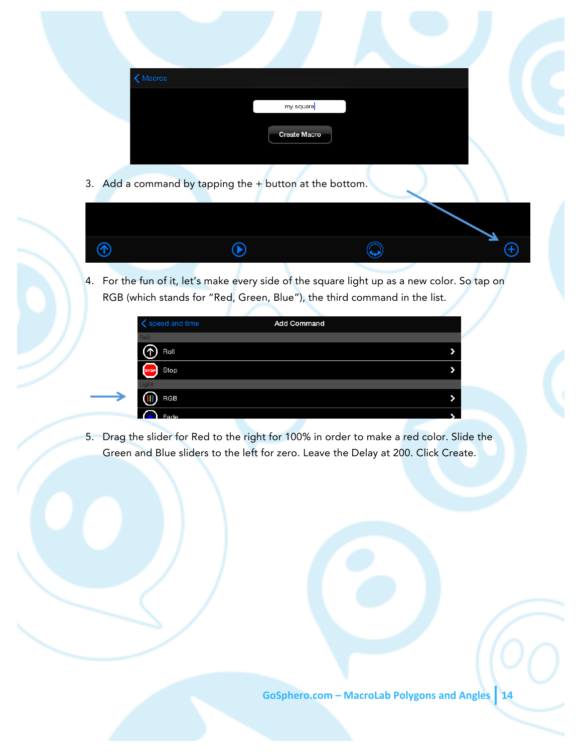3. Add a command by tapping the + button at the bottom.

4. For the fun of it, let's make every side of the square light up as a new color. So tap on RGB (which stands for "Red, Green, Blue"), the third command in the list.

5. Drag the slider for Red to the right for 100% in order to make a red color. Slide the Green and Blue sliders to the left for zero. Leave the Delay at 200. Click Create.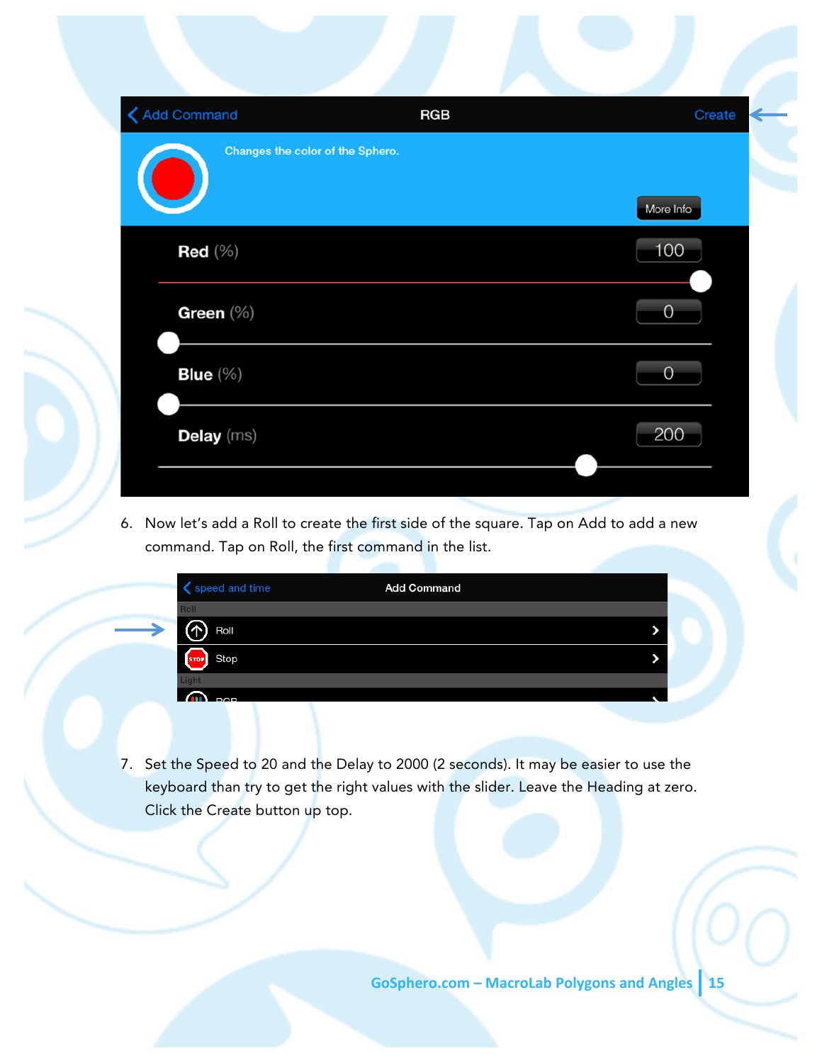6. Now let's add a Roll to create the first side of the square. Tap on Add to add a new command. Tap on Roll, the first command in the list.

7. Set the Speed to 20 and the Delay to 2000 (2 seconds). It may be easier to use the keyboard than try to get the right values with the slider. Leave the Heading at zero. Click the Create button up top.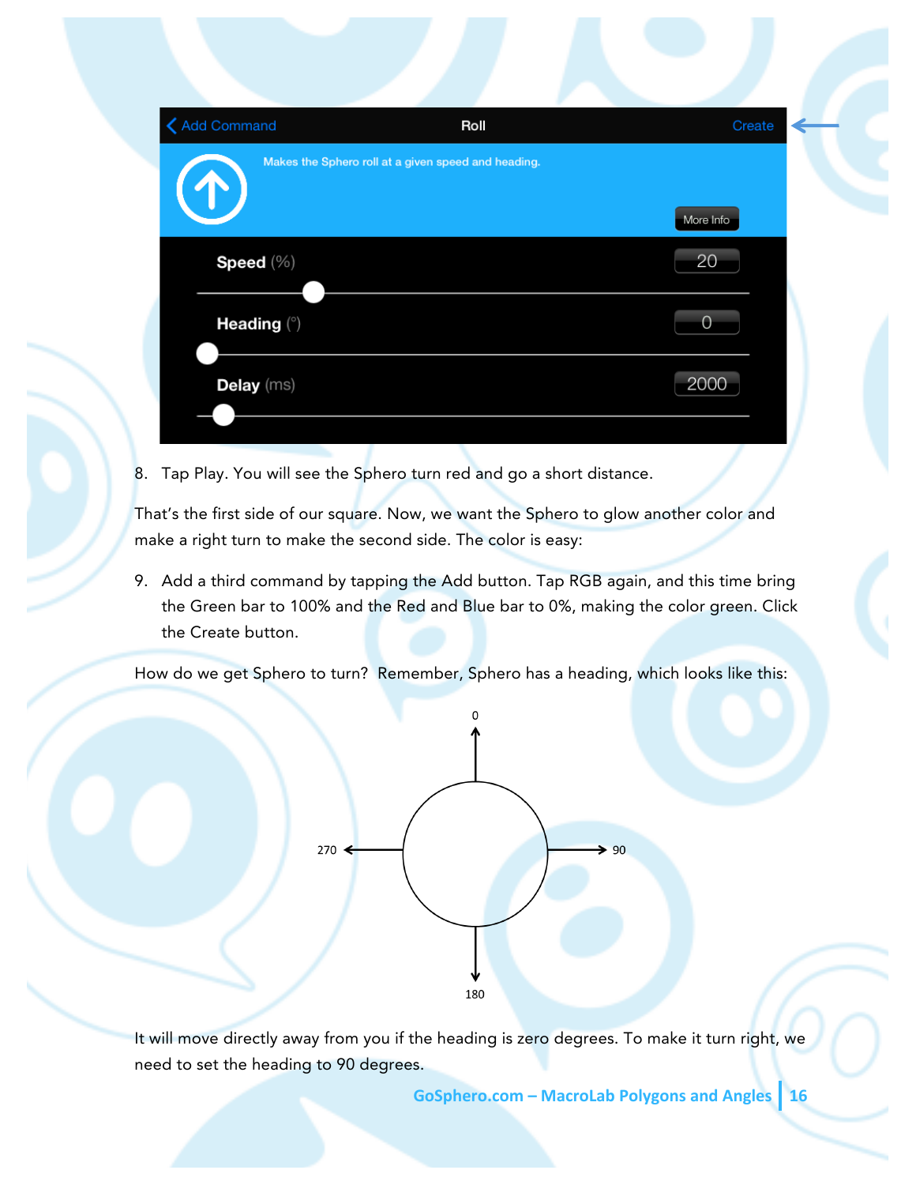8. Tap Play. You will see the Sphero turn red and go a short distance.

That's the first side of our square. Now, we want the Sphero to glow another color and make a right turn to make the second side. The color is easy:

9. Add a third command by tapping the Add button. Tap RGB again, and this time bring the Green bar to 100% and the Red and Blue bar to 0%, making the color green. Click the Create button.

How do we get Sphero to turn? Remember, Sphero has a heading, which looks like this:

It will move directly away from you if the heading is zero degrees. To make it turn right, we need to set the heading to 90 degrees.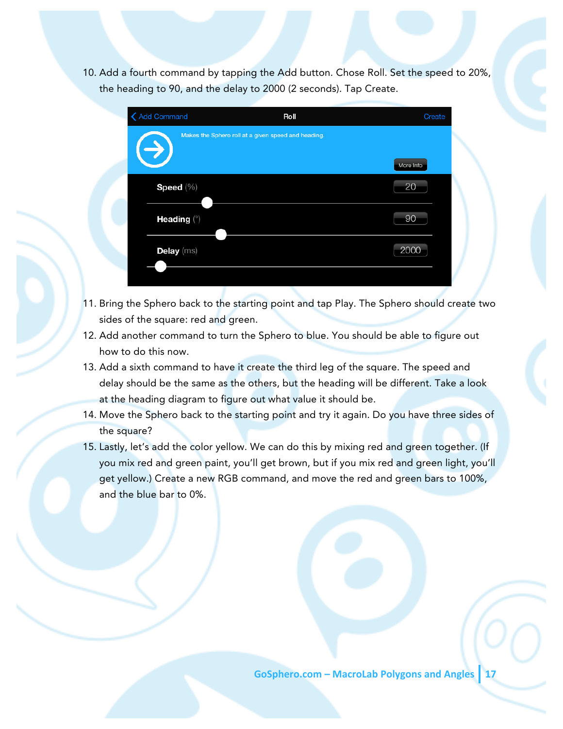10. Add a fourth command by tapping the Add button. Chose Roll. Set the speed to 20%, the heading to 90, and the delay to 2000 (2 seconds). Tap Create.

11. Bring the Sphero back to the starting point and tap Play. The Sphero should create two sides of the square: red and green.
12. Add another command to turn the Sphero to blue. You should be able to figure out how to do this now.
13. Add a sixth command to have it create the third leg of the square. The speed and delay should be the same as the others, but the heading will be different. Take a look at the heading diagram to figure out what value it should be.
14. Move the Sphero back to the starting point and try it again. Do you have three sides of the square?
15. Lastly, let's add the color yellow. We can do this by mixing red and green together. (If you mix red and green paint, you'll get brown, but if you mix red and green light, you'll get yellow.) Create a new RGB command, and move the red and green bars to 100%, and the blue bar to 0%.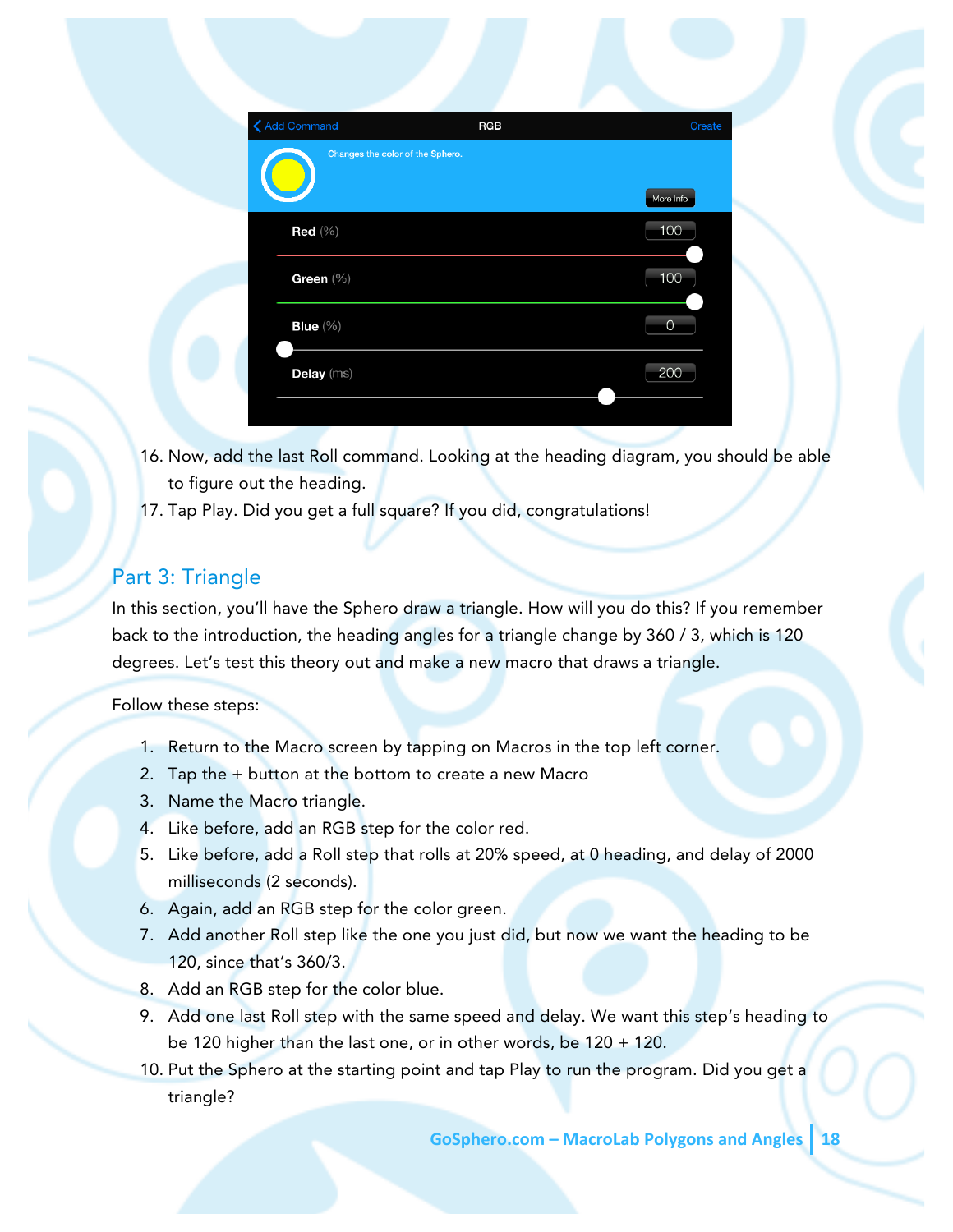16. Now, add the last Roll command. Looking at the heading diagram, you should be able to figure out the heading.
17. Tap Play. Did you get a full square? If you did, congratulations!

## Part 3: Triangle

In this section, you'll have the Sphero draw a triangle. How will you do this? If you remember back to the introduction, the heading angles for a triangle change by 360 / 3, which is 120 degrees. Let's test this theory out and make a new macro that draws a triangle.

Follow these steps:

1. Return to the Macro screen by tapping on Macros in the top left corner.
2. Tap the + button at the bottom to create a new Macro
3. Name the Macro triangle.
4. Like before, add an RGB step for the color red.
5. Like before, add a Roll step that rolls at 20% speed, at 0 heading, and delay of 2000 milliseconds (2 seconds).
6. Again, add an RGB step for the color green.
7. Add another Roll step like the one you just did, but now we want the heading to be 120, since that's 360/3.
8. Add an RGB step for the color blue.
9. Add one last Roll step with the same speed and delay. We want this step's heading to be 120 higher than the last one, or in other words, be 120 + 120.
10. Put the Sphero at the starting point and tap Play to run the program. Did you get a triangle?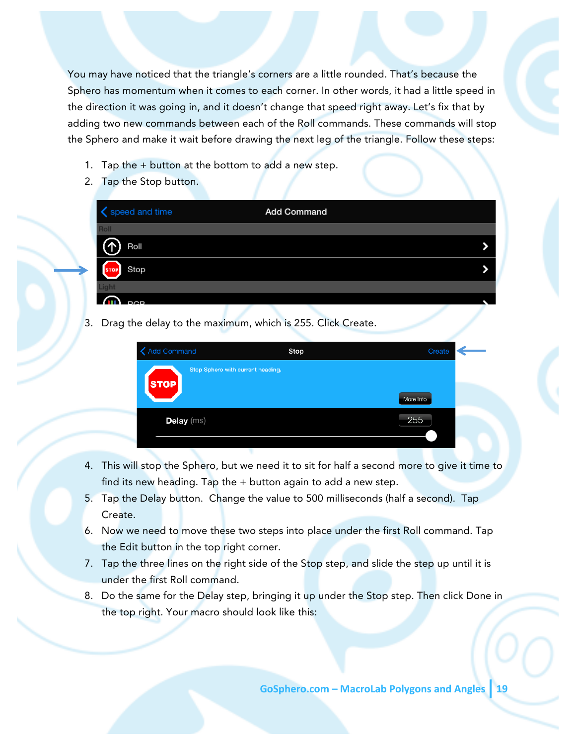You may have noticed that the triangle's corners are a little rounded. That's because the Sphero has momentum when it comes to each corner. In other words, it had a little speed in the direction it was going in, and it doesn't change that speed right away. Let's fix that by adding two new commands between each of the Roll commands. These commands will stop the Sphero and make it wait before drawing the next leg of the triangle. Follow these steps:

1. Tap the + button at the bottom to add a new step.
2. Tap the Stop button.
3. Drag the delay to the maximum, which is 255. Click Create.
4. This will stop the Sphero, but we need it to sit for half a second more to give it time to find its new heading. Tap the + button again to add a new step.
5. Tap the Delay button. Change the value to 500 milliseconds (half a second). Tap Create.
6. Now we need to move these two steps into place under the first Roll command. Tap the Edit button in the top right corner.
7. Tap the three lines on the right side of the Stop step, and slide the step up until it is under the first Roll command.
8. Do the same for the Delay step, bringing it up under the Stop step. Then click Done in the top right. Your macro should look like this: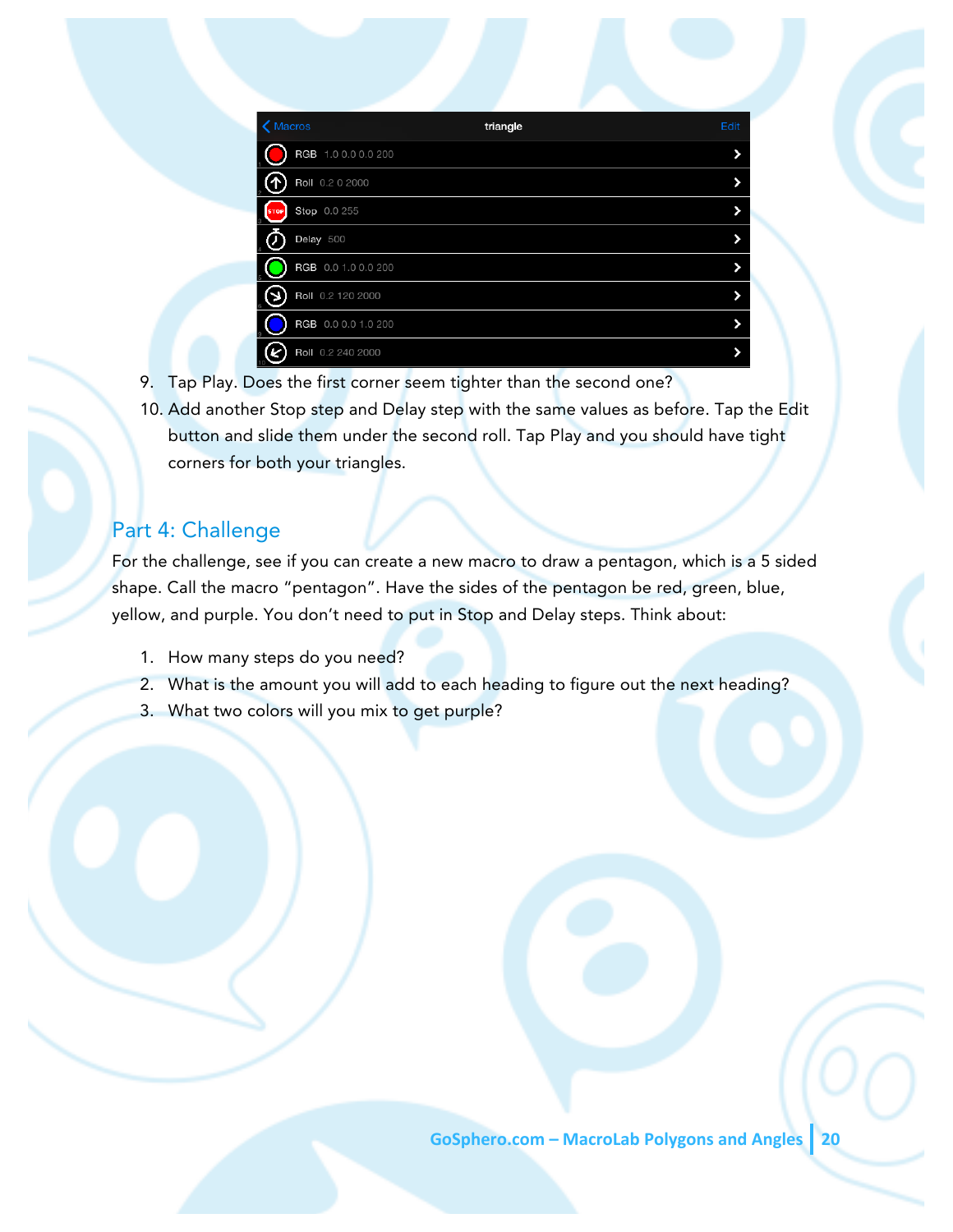| | |
|---|---|
| Macros | triangle |
| RGB | 1.0 0.0 0.0 200 |
| Roll | 0.2 0 2000 |
| Stop | 0.0 255 |
| Delay | 500 |
| RGB | 0.0 1.0 0.0 200 |
| Roll | 0.2 120 2000 |
| RGB | 0.0 0.0 1.0 200 |
| Roll | 0.2 240 2000 |

9. Tap Play. Does the first corner seem tighter than the second one?
10. Add another Stop step and Delay step with the same values as before. Tap the Edit button and slide them under the second roll. Tap Play and you should have tight corners for both your triangles.

## Part 4: Challenge

For the challenge, see if you can create a new macro to draw a pentagon, which is a 5 sided shape. Call the macro "pentagon". Have the sides of the pentagon be red, green, blue, yellow, and purple. You don't need to put in Stop and Delay steps. Think about:

1. How many steps do you need?
2. What is the amount you will add to each heading to figure out the next heading?
3. What two colors will you mix to get purple?